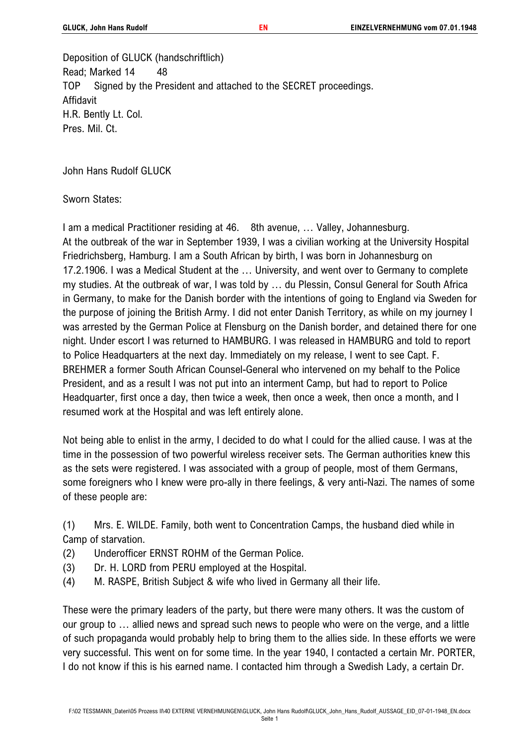Deposition of GLUCK (handschriftlich)
Read; Marked 14 48
TOP Signed by the President and attached to the SECRET proceedings.
Affidavit
H.R. Bently Lt. Col.
Pres. Mil. Ct.

John Hans Rudolf GLUCK

Sworn States:

I am a medical Practitioner residing at 46. 8th avenue, … Valley, Johannesburg.
At the outbreak of the war in September 1939, I was a civilian working at the University Hospital Friedrichsberg, Hamburg. I am a South African by birth, I was born in Johannesburg on 17.2.1906. I was a Medical Student at the … University, and went over to Germany to complete my studies. At the outbreak of war, I was told by … du Plessin, Consul General for South Africa in Germany, to make for the Danish border with the intentions of going to England via Sweden for the purpose of joining the British Army. I did not enter Danish Territory, as while on my journey I was arrested by the German Police at Flensburg on the Danish border, and detained there for one night. Under escort I was returned to HAMBURG. I was released in HAMBURG and told to report to Police Headquarters at the next day. Immediately on my release, I went to see Capt. F. BREHMER a former South African Counsel-General who intervened on my behalf to the Police President, and as a result I was not put into an interment Camp, but had to report to Police Headquarter, first once a day, then twice a week, then once a week, then once a month, and I resumed work at the Hospital and was left entirely alone.

Not being able to enlist in the army, I decided to do what I could for the allied cause. I was at the time in the possession of two powerful wireless receiver sets. The German authorities knew this as the sets were registered. I was associated with a group of people, most of them Germans, some foreigners who I knew were pro-ally in there feelings, & very anti-Nazi. The names of some of these people are:

(1) Mrs. E. WILDE. Family, both went to Concentration Camps, the husband died while in Camp of starvation.
(2) Underofficer ERNST ROHM of the German Police.
(3) Dr. H. LORD from PERU employed at the Hospital.
(4) M. RASPE, British Subject & wife who lived in Germany all their life.

These were the primary leaders of the party, but there were many others. It was the custom of our group to … allied news and spread such news to people who were on the verge, and a little of such propaganda would probably help to bring them to the allies side. In these efforts we were very successful. This went on for some time. In the year 1940, I contacted a certain Mr. PORTER, I do not know if this is his earned name. I contacted him through a Swedish Lady, a certain Dr.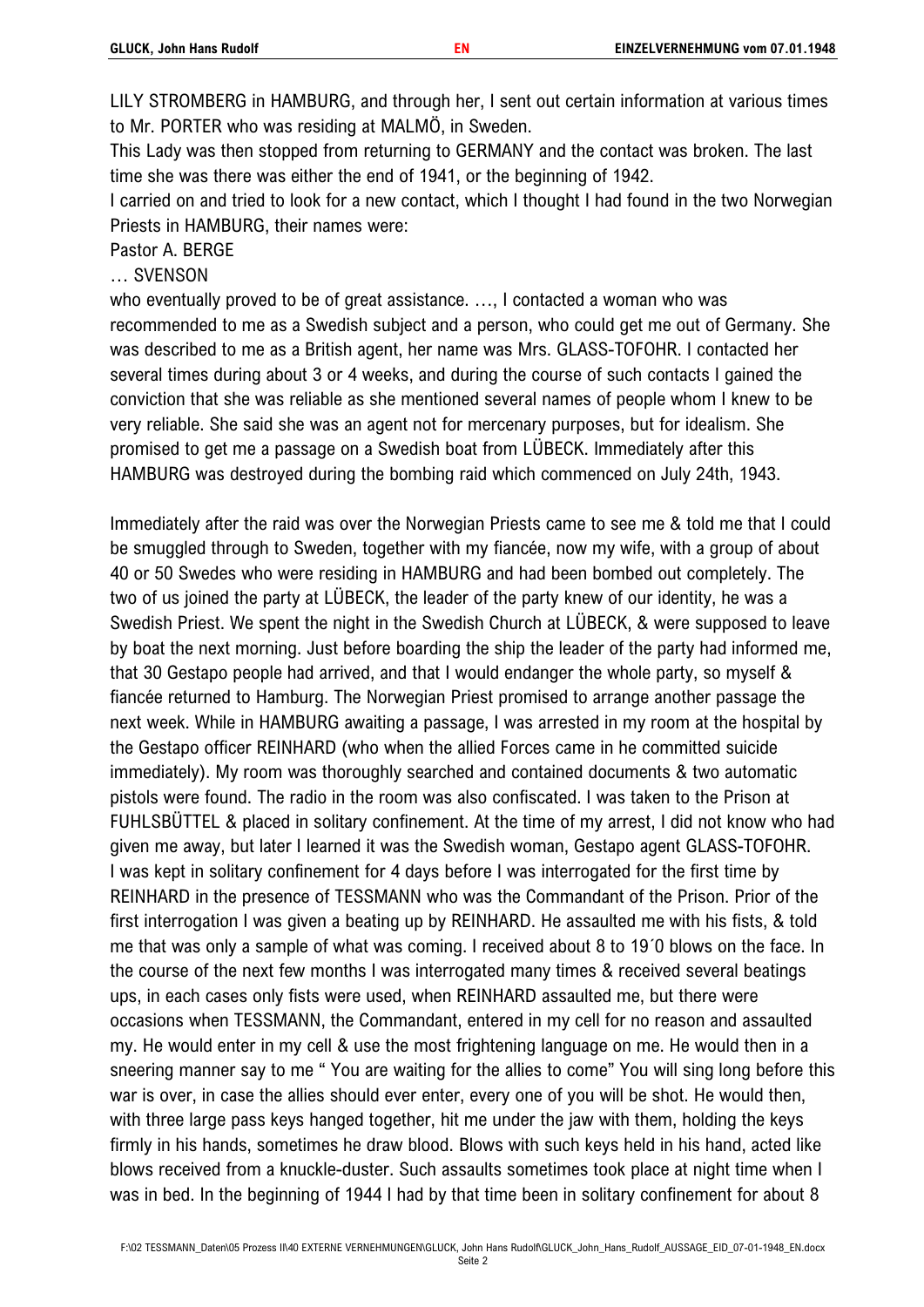LILY STROMBERG in HAMBURG, and through her, I sent out certain information at various times to Mr. PORTER who was residing at MALMÖ, in Sweden.
This Lady was then stopped from returning to GERMANY and the contact was broken. The last time she was there was either the end of 1941, or the beginning of 1942.
I carried on and tried to look for a new contact, which I thought I had found in the two Norwegian Priests in HAMBURG, their names were:
Pastor A. BERGE
… SVENSON
who eventually proved to be of great assistance. …, I contacted a woman who was recommended to me as a Swedish subject and a person, who could get me out of Germany. She was described to me as a British agent, her name was Mrs. GLASS-TOFOHR. I contacted her several times during about 3 or 4 weeks, and during the course of such contacts I gained the conviction that she was reliable as she mentioned several names of people whom I knew to be very reliable. She said she was an agent not for mercenary purposes, but for idealism. She promised to get me a passage on a Swedish boat from LÜBECK. Immediately after this HAMBURG was destroyed during the bombing raid which commenced on July 24th, 1943.

Immediately after the raid was over the Norwegian Priests came to see me & told me that I could be smuggled through to Sweden, together with my fiancée, now my wife, with a group of about 40 or 50 Swedes who were residing in HAMBURG and had been bombed out completely. The two of us joined the party at LÜBECK, the leader of the party knew of our identity, he was a Swedish Priest. We spent the night in the Swedish Church at LÜBECK, & were supposed to leave by boat the next morning. Just before boarding the ship the leader of the party had informed me, that 30 Gestapo people had arrived, and that I would endanger the whole party, so myself & fiancée returned to Hamburg. The Norwegian Priest promised to arrange another passage the next week. While in HAMBURG awaiting a passage, I was arrested in my room at the hospital by the Gestapo officer REINHARD (who when the allied Forces came in he committed suicide immediately). My room was thoroughly searched and contained documents & two automatic pistols were found. The radio in the room was also confiscated. I was taken to the Prison at FUHLSBÜTTEL & placed in solitary confinement. At the time of my arrest, I did not know who had given me away, but later I learned it was the Swedish woman, Gestapo agent GLASS-TOFOHR. I was kept in solitary confinement for 4 days before I was interrogated for the first time by REINHARD in the presence of TESSMANN who was the Commandant of the Prison. Prior of the first interrogation I was given a beating up by REINHARD. He assaulted me with his fists, & told me that was only a sample of what was coming. I received about 8 to 19´0 blows on the face. In the course of the next few months I was interrogated many times & received several beatings ups, in each cases only fists were used, when REINHARD assaulted me, but there were occasions when TESSMANN, the Commandant, entered in my cell for no reason and assaulted my. He would enter in my cell & use the most frightening language on me. He would then in a sneering manner say to me " You are waiting for the allies to come" You will sing long before this war is over, in case the allies should ever enter, every one of you will be shot. He would then, with three large pass keys hanged together, hit me under the jaw with them, holding the keys firmly in his hands, sometimes he draw blood. Blows with such keys held in his hand, acted like blows received from a knuckle-duster. Such assaults sometimes took place at night time when I was in bed. In the beginning of 1944 I had by that time been in solitary confinement for about 8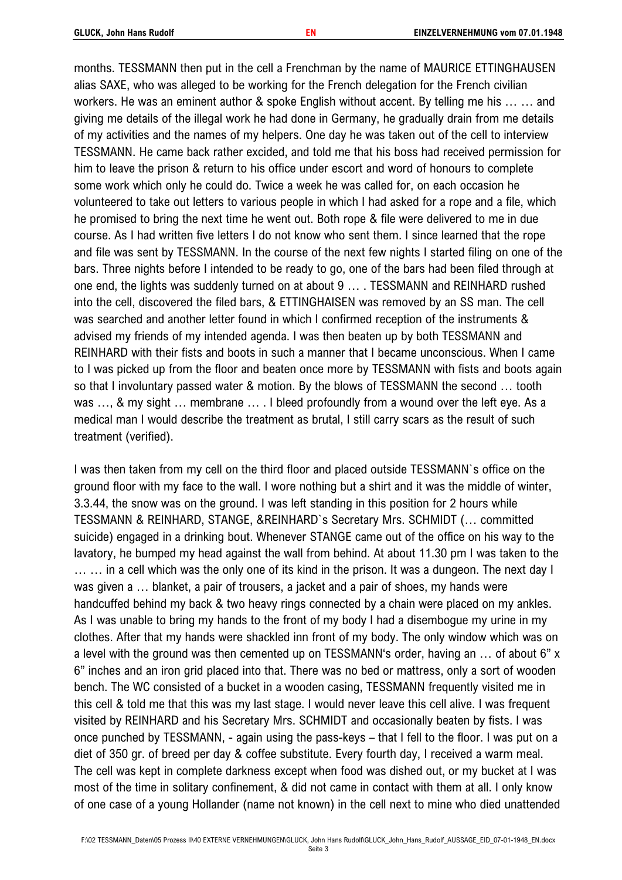months. TESSMANN then put in the cell a Frenchman by the name of MAURICE ETTINGHAUSEN alias SAXE, who was alleged to be working for the French delegation for the French civilian workers. He was an eminent author & spoke English without accent. By telling me his … … and giving me details of the illegal work he had done in Germany, he gradually drain from me details of my activities and the names of my helpers. One day he was taken out of the cell to interview TESSMANN. He came back rather excided, and told me that his boss had received permission for him to leave the prison & return to his office under escort and word of honours to complete some work which only he could do. Twice a week he was called for, on each occasion he volunteered to take out letters to various people in which I had asked for a rope and a file, which he promised to bring the next time he went out. Both rope & file were delivered to me in due course. As I had written five letters I do not know who sent them. I since learned that the rope and file was sent by TESSMANN. In the course of the next few nights I started filing on one of the bars. Three nights before I intended to be ready to go, one of the bars had been filed through at one end, the lights was suddenly turned on at about 9 … . TESSMANN and REINHARD rushed into the cell, discovered the filed bars, & ETTINGHAISEN was removed by an SS man. The cell was searched and another letter found in which I confirmed reception of the instruments & advised my friends of my intended agenda. I was then beaten up by both TESSMANN and REINHARD with their fists and boots in such a manner that I became unconscious. When I came to I was picked up from the floor and beaten once more by TESSMANN with fists and boots again so that I involuntary passed water & motion. By the blows of TESSMANN the second … tooth was …, & my sight … membrane … . I bleed profoundly from a wound over the left eye. As a medical man I would describe the treatment as brutal, I still carry scars as the result of such treatment (verified).

I was then taken from my cell on the third floor and placed outside TESSMANN`s office on the ground floor with my face to the wall. I wore nothing but a shirt and it was the middle of winter, 3.3.44, the snow was on the ground. I was left standing in this position for 2 hours while TESSMANN & REINHARD, STANGE, &REINHARD`s Secretary Mrs. SCHMIDT (… committed suicide) engaged in a drinking bout. Whenever STANGE came out of the office on his way to the lavatory, he bumped my head against the wall from behind. At about 11.30 pm I was taken to the … … in a cell which was the only one of its kind in the prison. It was a dungeon. The next day I was given a … blanket, a pair of trousers, a jacket and a pair of shoes, my hands were handcuffed behind my back & two heavy rings connected by a chain were placed on my ankles. As I was unable to bring my hands to the front of my body I had a disembogue my urine in my clothes. After that my hands were shackled inn front of my body. The only window which was on a level with the ground was then cemented up on TESSMANN's order, having an … of about 6" x 6" inches and an iron grid placed into that. There was no bed or mattress, only a sort of wooden bench. The WC consisted of a bucket in a wooden casing, TESSMANN frequently visited me in this cell & told me that this was my last stage. I would never leave this cell alive. I was frequent visited by REINHARD and his Secretary Mrs. SCHMIDT and occasionally beaten by fists. I was once punched by TESSMANN, - again using the pass-keys – that I fell to the floor. I was put on a diet of 350 gr. of breed per day & coffee substitute. Every fourth day, I received a warm meal. The cell was kept in complete darkness except when food was dished out, or my bucket at I was most of the time in solitary confinement, & did not came in contact with them at all. I only know of one case of a young Hollander (name not known) in the cell next to mine who died unattended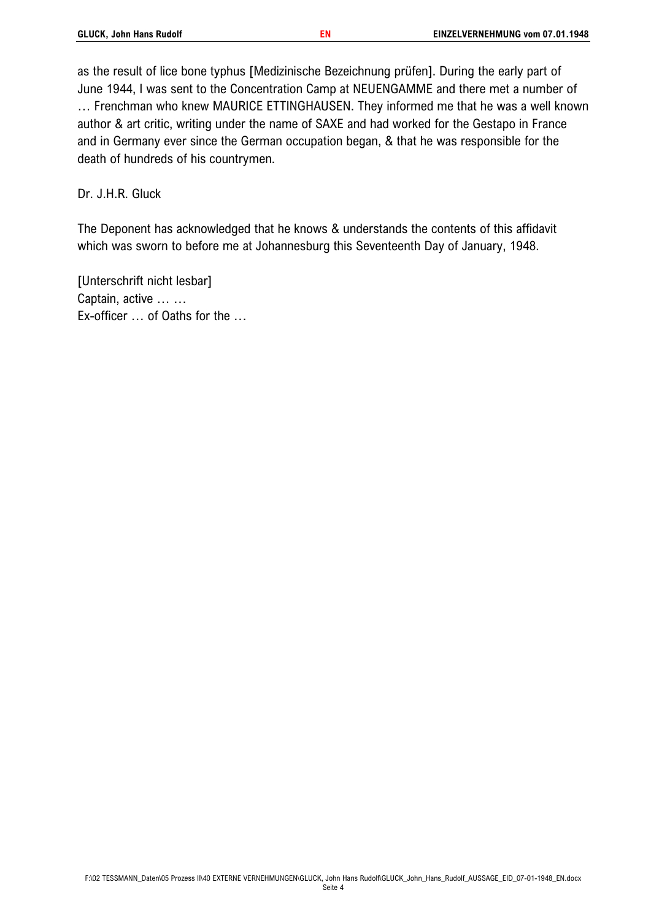as the result of lice bone typhus [Medizinische Bezeichnung prüfen]. During the early part of June 1944, I was sent to the Concentration Camp at NEUENGAMME and there met a number of … Frenchman who knew MAURICE ETTINGHAUSEN. They informed me that he was a well known author & art critic, writing under the name of SAXE and had worked for the Gestapo in France and in Germany ever since the German occupation began, & that he was responsible for the death of hundreds of his countrymen.

Dr. J.H.R. Gluck

The Deponent has acknowledged that he knows & understands the contents of this affidavit which was sworn to before me at Johannesburg this Seventeenth Day of January, 1948.

[Unterschrift nicht lesbar]
Captain, active … …
Ex-officer … of Oaths for the …